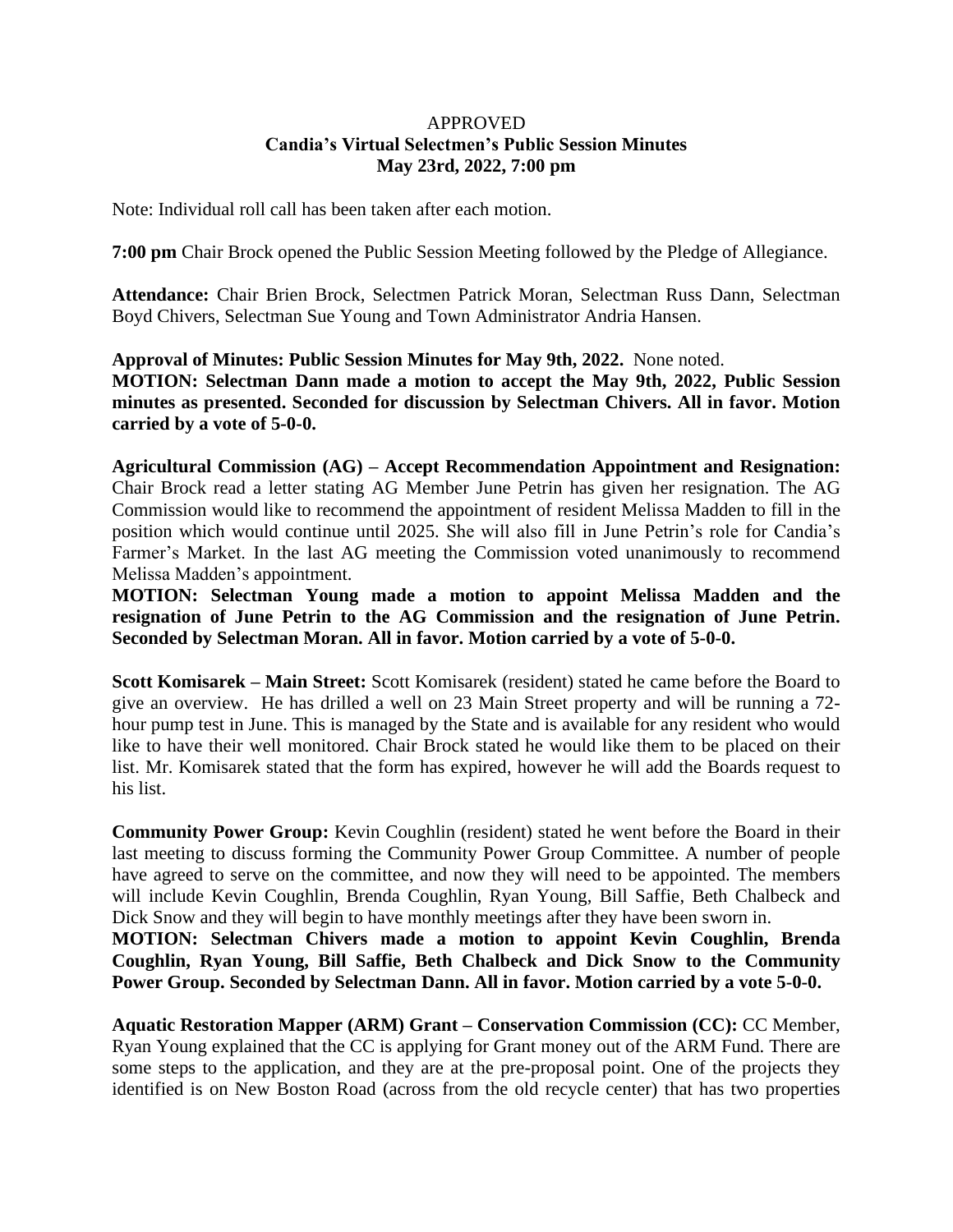APPROVED
**Candia's Virtual Selectmen's Public Session Minutes**
**May 23rd, 2022, 7:00 pm**

Note: Individual roll call has been taken after each motion.

**7:00 pm** Chair Brock opened the Public Session Meeting followed by the Pledge of Allegiance.

**Attendance:** Chair Brien Brock, Selectmen Patrick Moran, Selectman Russ Dann, Selectman Boyd Chivers, Selectman Sue Young and Town Administrator Andria Hansen.

**Approval of Minutes: Public Session Minutes for May 9th, 2022.** None noted.
**MOTION: Selectman Dann made a motion to accept the May 9th, 2022, Public Session minutes as presented. Seconded for discussion by Selectman Chivers. All in favor. Motion carried by a vote of 5-0-0.**

**Agricultural Commission (AG) – Accept Recommendation Appointment and Resignation:** Chair Brock read a letter stating AG Member June Petrin has given her resignation. The AG Commission would like to recommend the appointment of resident Melissa Madden to fill in the position which would continue until 2025. She will also fill in June Petrin's role for Candia's Farmer's Market. In the last AG meeting the Commission voted unanimously to recommend Melissa Madden's appointment.
**MOTION: Selectman Young made a motion to appoint Melissa Madden and the resignation of June Petrin to the AG Commission and the resignation of June Petrin. Seconded by Selectman Moran. All in favor. Motion carried by a vote of 5-0-0.**

**Scott Komisarek – Main Street:** Scott Komisarek (resident) stated he came before the Board to give an overview. He has drilled a well on 23 Main Street property and will be running a 72-hour pump test in June. This is managed by the State and is available for any resident who would like to have their well monitored. Chair Brock stated he would like them to be placed on their list. Mr. Komisarek stated that the form has expired, however he will add the Boards request to his list.

**Community Power Group:** Kevin Coughlin (resident) stated he went before the Board in their last meeting to discuss forming the Community Power Group Committee. A number of people have agreed to serve on the committee, and now they will need to be appointed. The members will include Kevin Coughlin, Brenda Coughlin, Ryan Young, Bill Saffie, Beth Chalbeck and Dick Snow and they will begin to have monthly meetings after they have been sworn in.
**MOTION: Selectman Chivers made a motion to appoint Kevin Coughlin, Brenda Coughlin, Ryan Young, Bill Saffie, Beth Chalbeck and Dick Snow to the Community Power Group. Seconded by Selectman Dann. All in favor. Motion carried by a vote 5-0-0.**

**Aquatic Restoration Mapper (ARM) Grant – Conservation Commission (CC):** CC Member, Ryan Young explained that the CC is applying for Grant money out of the ARM Fund. There are some steps to the application, and they are at the pre-proposal point. One of the projects they identified is on New Boston Road (across from the old recycle center) that has two properties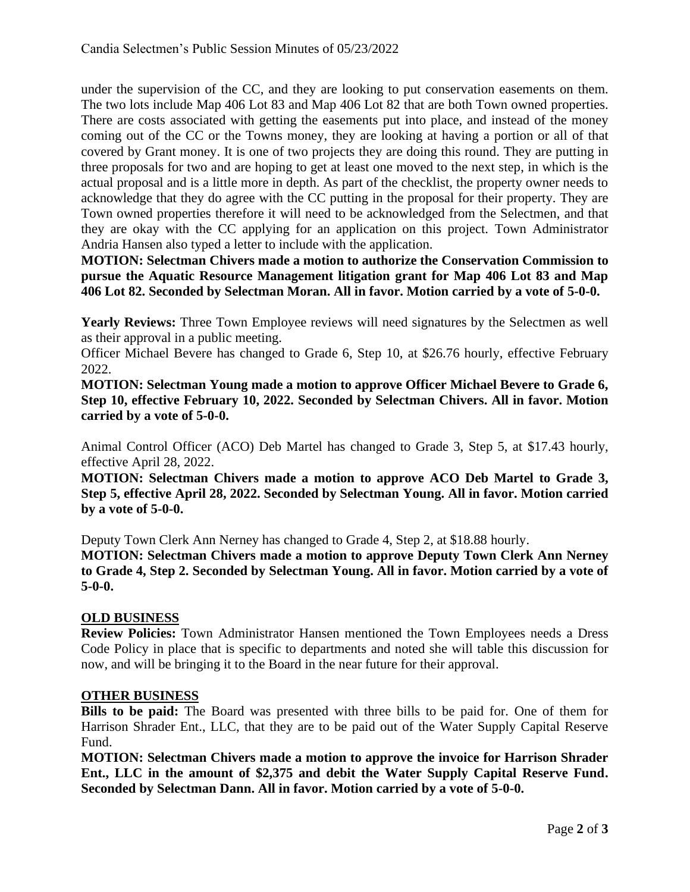under the supervision of the CC, and they are looking to put conservation easements on them. The two lots include Map 406 Lot 83 and Map 406 Lot 82 that are both Town owned properties. There are costs associated with getting the easements put into place, and instead of the money coming out of the CC or the Towns money, they are looking at having a portion or all of that covered by Grant money. It is one of two projects they are doing this round. They are putting in three proposals for two and are hoping to get at least one moved to the next step, in which is the actual proposal and is a little more in depth. As part of the checklist, the property owner needs to acknowledge that they do agree with the CC putting in the proposal for their property. They are Town owned properties therefore it will need to be acknowledged from the Selectmen, and that they are okay with the CC applying for an application on this project. Town Administrator Andria Hansen also typed a letter to include with the application.

**MOTION: Selectman Chivers made a motion to authorize the Conservation Commission to pursue the Aquatic Resource Management litigation grant for Map 406 Lot 83 and Map 406 Lot 82. Seconded by Selectman Moran. All in favor. Motion carried by a vote of 5-0-0.**

**Yearly Reviews:** Three Town Employee reviews will need signatures by the Selectmen as well as their approval in a public meeting.

Officer Michael Bevere has changed to Grade 6, Step 10, at $26.76 hourly, effective February 2022.

**MOTION: Selectman Young made a motion to approve Officer Michael Bevere to Grade 6, Step 10, effective February 10, 2022. Seconded by Selectman Chivers. All in favor. Motion carried by a vote of 5-0-0.**

Animal Control Officer (ACO) Deb Martel has changed to Grade 3, Step 5, at $17.43 hourly, effective April 28, 2022.

**MOTION: Selectman Chivers made a motion to approve ACO Deb Martel to Grade 3, Step 5, effective April 28, 2022. Seconded by Selectman Young. All in favor. Motion carried by a vote of 5-0-0.**

Deputy Town Clerk Ann Nerney has changed to Grade 4, Step 2, at $18.88 hourly.

**MOTION: Selectman Chivers made a motion to approve Deputy Town Clerk Ann Nerney to Grade 4, Step 2. Seconded by Selectman Young. All in favor. Motion carried by a vote of 5-0-0.**

## OLD BUSINESS

**Review Policies:** Town Administrator Hansen mentioned the Town Employees needs a Dress Code Policy in place that is specific to departments and noted she will table this discussion for now, and will be bringing it to the Board in the near future for their approval.

## OTHER BUSINESS

**Bills to be paid:** The Board was presented with three bills to be paid for. One of them for Harrison Shrader Ent., LLC, that they are to be paid out of the Water Supply Capital Reserve Fund.

**MOTION: Selectman Chivers made a motion to approve the invoice for Harrison Shrader Ent., LLC in the amount of $2,375 and debit the Water Supply Capital Reserve Fund. Seconded by Selectman Dann. All in favor. Motion carried by a vote of 5-0-0.**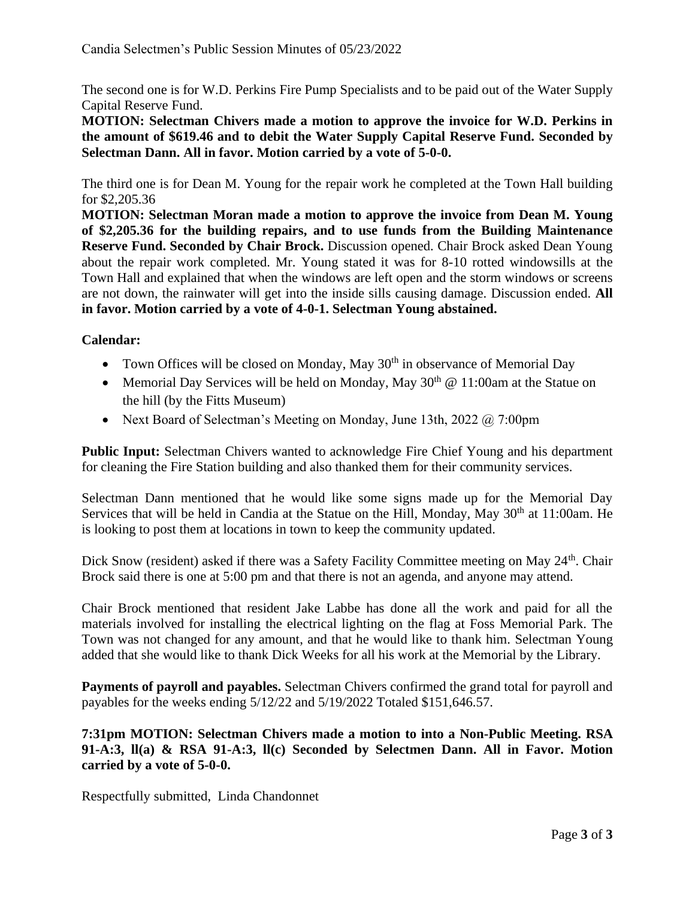The second one is for W.D. Perkins Fire Pump Specialists and to be paid out of the Water Supply Capital Reserve Fund.

**MOTION: Selectman Chivers made a motion to approve the invoice for W.D. Perkins in the amount of $619.46 and to debit the Water Supply Capital Reserve Fund. Seconded by Selectman Dann. All in favor. Motion carried by a vote of 5-0-0.**

The third one is for Dean M. Young for the repair work he completed at the Town Hall building for $2,205.36

**MOTION: Selectman Moran made a motion to approve the invoice from Dean M. Young of $2,205.36 for the building repairs, and to use funds from the Building Maintenance Reserve Fund. Seconded by Chair Brock.** Discussion opened. Chair Brock asked Dean Young about the repair work completed. Mr. Young stated it was for 8-10 rotted windowsills at the Town Hall and explained that when the windows are left open and the storm windows or screens are not down, the rainwater will get into the inside sills causing damage. Discussion ended. **All in favor. Motion carried by a vote of 4-0-1. Selectman Young abstained.**

**Calendar:**

- Town Offices will be closed on Monday, May 30th in observance of Memorial Day
- Memorial Day Services will be held on Monday, May 30th @ 11:00am at the Statue on the hill (by the Fitts Museum)
- Next Board of Selectman's Meeting on Monday, June 13th, 2022 @ 7:00pm

**Public Input:** Selectman Chivers wanted to acknowledge Fire Chief Young and his department for cleaning the Fire Station building and also thanked them for their community services.

Selectman Dann mentioned that he would like some signs made up for the Memorial Day Services that will be held in Candia at the Statue on the Hill, Monday, May 30th at 11:00am. He is looking to post them at locations in town to keep the community updated.

Dick Snow (resident) asked if there was a Safety Facility Committee meeting on May 24th. Chair Brock said there is one at 5:00 pm and that there is not an agenda, and anyone may attend.

Chair Brock mentioned that resident Jake Labbe has done all the work and paid for all the materials involved for installing the electrical lighting on the flag at Foss Memorial Park. The Town was not changed for any amount, and that he would like to thank him. Selectman Young added that she would like to thank Dick Weeks for all his work at the Memorial by the Library.

**Payments of payroll and payables.** Selectman Chivers confirmed the grand total for payroll and payables for the weeks ending 5/12/22 and 5/19/2022 Totaled $151,646.57.

**7:31pm MOTION: Selectman Chivers made a motion to into a Non-Public Meeting. RSA 91-A:3, ll(a) & RSA 91-A:3, ll(c) Seconded by Selectmen Dann. All in Favor. Motion carried by a vote of 5-0-0.**

Respectfully submitted, Linda Chandonnet